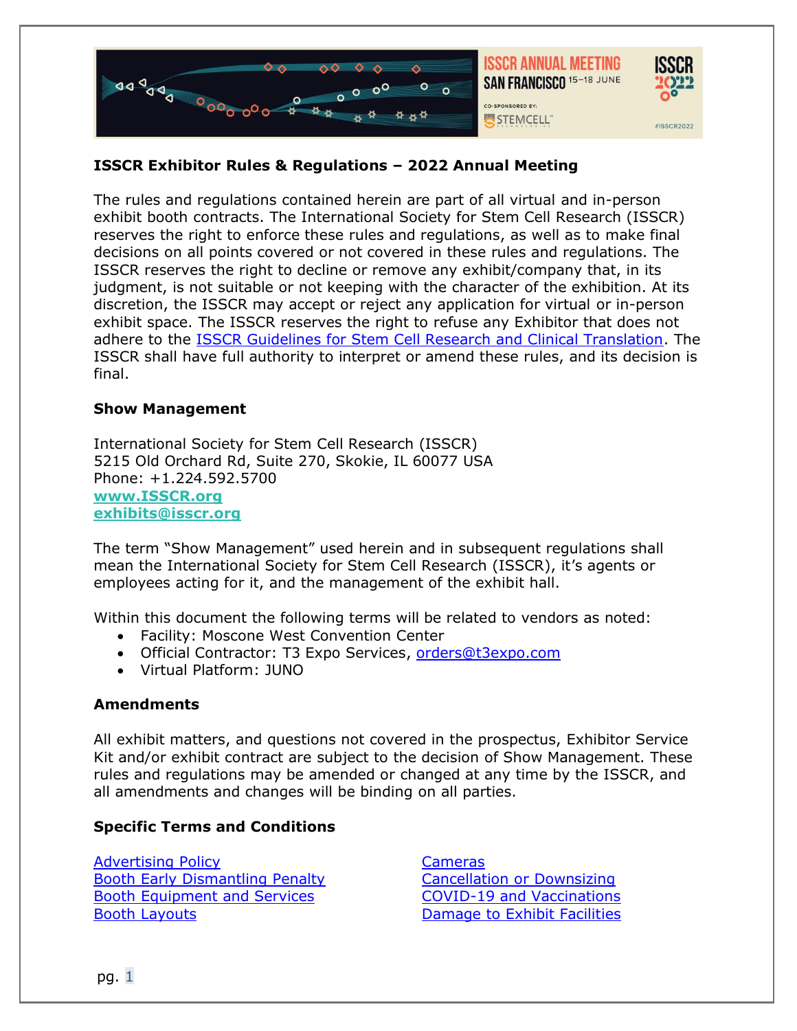## ISSCR Exhibitor Rules & Regulations – 2022 Annual Meeting

The rules and regulations contained herein are part of all virtual and in-person exhibit booth contracts. The International Society for Stem Cell Research (ISSCR) reserves the right to enforce these rules and regulations, as well as to make final decisions on all points covered or not covered in these rules and regulations. The ISSCR reserves the right to decline or remove any exhibit/company that, in its judgment, is not suitable or not keeping with the character of the exhibition. At its discretion, the ISSCR may accept or reject any application for virtual or in-person exhibit space. The ISSCR reserves the right to refuse any Exhibitor that does not adhere to the ISSCR Guidelines for Stem Cell Research and Clinical Translation. The ISSCR shall have full authority to interpret or amend these rules, and its decision is final.

### Show Management

International Society for Stem Cell Research (ISSCR)
5215 Old Orchard Rd, Suite 270, Skokie, IL 60077 USA
Phone: +1.224.592.5700
**www.ISSCR.org**
**exhibits@isscr.org**

The term "Show Management" used herein and in subsequent regulations shall mean the International Society for Stem Cell Research (ISSCR), it's agents or employees acting for it, and the management of the exhibit hall.

Within this document the following terms will be related to vendors as noted:

- Facility: Moscone West Convention Center
- Official Contractor: T3 Expo Services, orders@t3expo.com
- Virtual Platform: JUNO

### Amendments

All exhibit matters, and questions not covered in the prospectus, Exhibitor Service Kit and/or exhibit contract are subject to the decision of Show Management. These rules and regulations may be amended or changed at any time by the ISSCR, and all amendments and changes will be binding on all parties.

### Specific Terms and Conditions

Advertising Policy
Booth Early Dismantling Penalty
Booth Equipment and Services
Booth Layouts
Cameras
Cancellation or Downsizing
COVID-19 and Vaccinations
Damage to Exhibit Facilities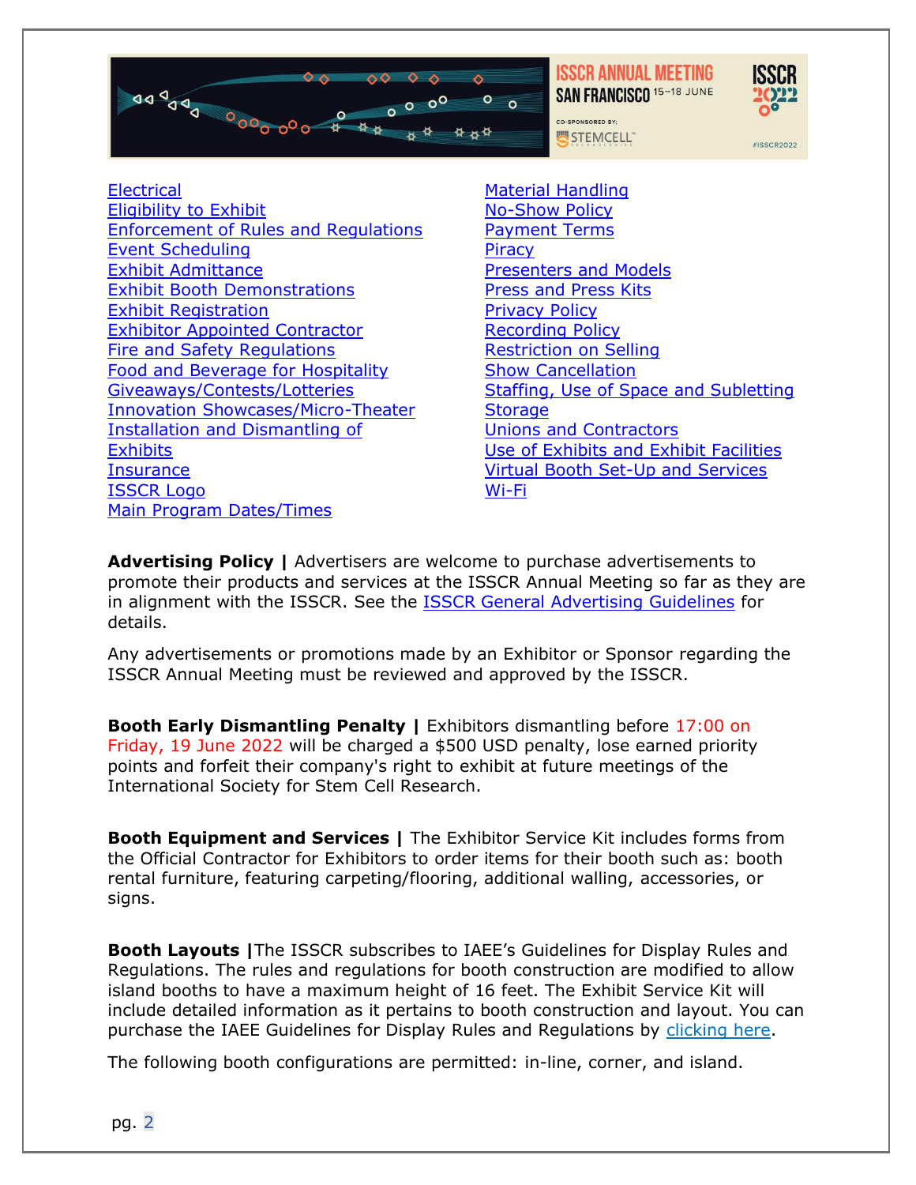- Electrical
- Eligibility to Exhibit
- Enforcement of Rules and Regulations
- Event Scheduling
- Exhibit Admittance
- Exhibit Booth Demonstrations
- Exhibit Registration
- Exhibitor Appointed Contractor
- Fire and Safety Regulations
- Food and Beverage for Hospitality
- Giveaways/Contests/Lotteries
- Innovation Showcases/Micro-Theater
- Installation and Dismantling of Exhibits
- Insurance
- ISSCR Logo
- Main Program Dates/Times
- Material Handling
- No-Show Policy
- Payment Terms
- Piracy
- Presenters and Models
- Press and Press Kits
- Privacy Policy
- Recording Policy
- Restriction on Selling
- Show Cancellation
- Staffing, Use of Space and Subletting
- Storage
- Unions and Contractors
- Use of Exhibits and Exhibit Facilities
- Virtual Booth Set-Up and Services
- Wi-Fi

**Advertising Policy |** Advertisers are welcome to purchase advertisements to promote their products and services at the ISSCR Annual Meeting so far as they are in alignment with the ISSCR. See the ISSCR General Advertising Guidelines for details.

Any advertisements or promotions made by an Exhibitor or Sponsor regarding the ISSCR Annual Meeting must be reviewed and approved by the ISSCR.

**Booth Early Dismantling Penalty |** Exhibitors dismantling before 17:00 on Friday, 19 June 2022 will be charged a $500 USD penalty, lose earned priority points and forfeit their company's right to exhibit at future meetings of the International Society for Stem Cell Research.

**Booth Equipment and Services |** The Exhibitor Service Kit includes forms from the Official Contractor for Exhibitors to order items for their booth such as: booth rental furniture, featuring carpeting/flooring, additional walling, accessories, or signs.

**Booth Layouts |** The ISSCR subscribes to IAEE's Guidelines for Display Rules and Regulations. The rules and regulations for booth construction are modified to allow island booths to have a maximum height of 16 feet. The Exhibit Service Kit will include detailed information as it pertains to booth construction and layout. You can purchase the IAEE Guidelines for Display Rules and Regulations by clicking here.

The following booth configurations are permitted: in-line, corner, and island.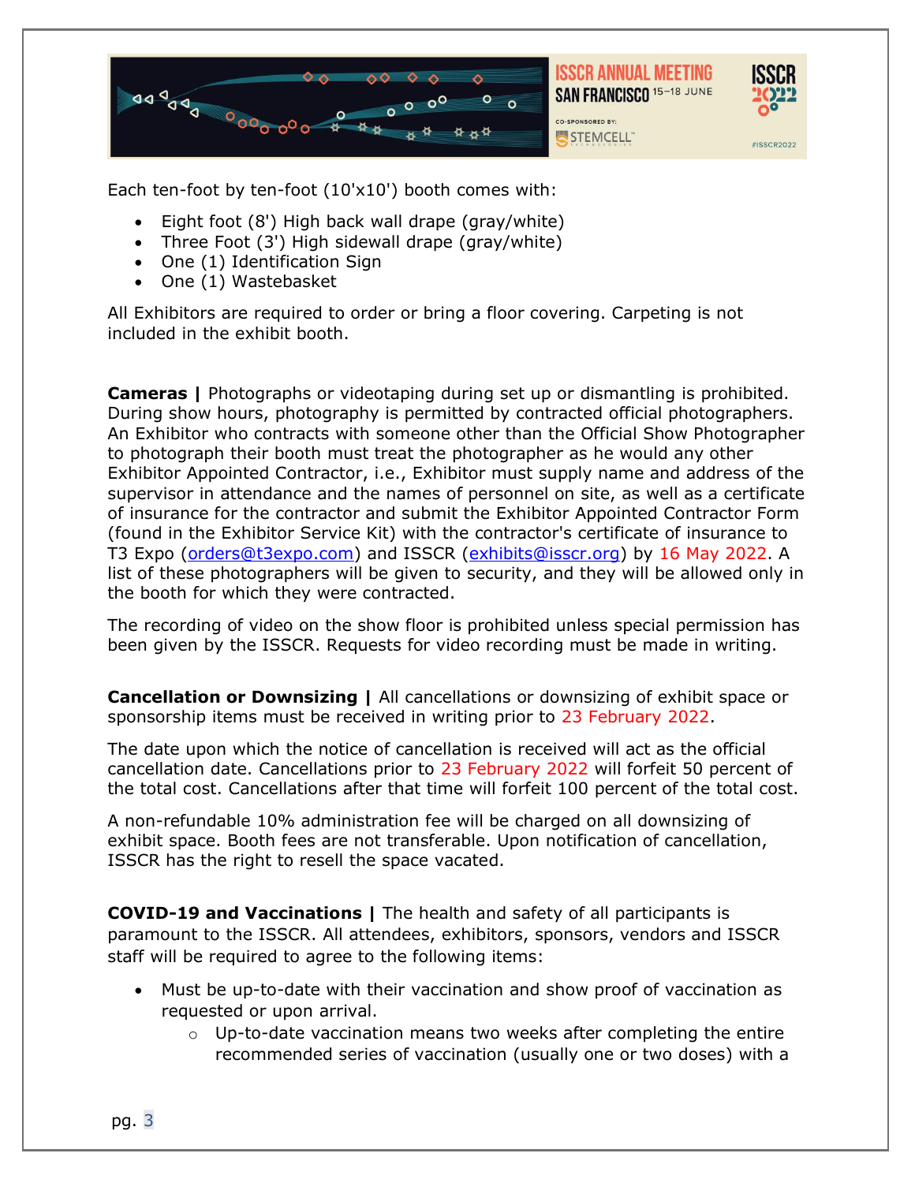Each ten-foot by ten-foot (10'x10') booth comes with:

- Eight foot (8') High back wall drape (gray/white)
- Three Foot (3') High sidewall drape (gray/white)
- One (1) Identification Sign
- One (1) Wastebasket

All Exhibitors are required to order or bring a floor covering. Carpeting is not included in the exhibit booth.

**Cameras |** Photographs or videotaping during set up or dismantling is prohibited. During show hours, photography is permitted by contracted official photographers. An Exhibitor who contracts with someone other than the Official Show Photographer to photograph their booth must treat the photographer as he would any other Exhibitor Appointed Contractor, i.e., Exhibitor must supply name and address of the supervisor in attendance and the names of personnel on site, as well as a certificate of insurance for the contractor and submit the Exhibitor Appointed Contractor Form (found in the Exhibitor Service Kit) with the contractor's certificate of insurance to T3 Expo (orders@t3expo.com) and ISSCR (exhibits@isscr.org) by 16 May 2022. A list of these photographers will be given to security, and they will be allowed only in the booth for which they were contracted.

The recording of video on the show floor is prohibited unless special permission has been given by the ISSCR. Requests for video recording must be made in writing.

**Cancellation or Downsizing |** All cancellations or downsizing of exhibit space or sponsorship items must be received in writing prior to 23 February 2022.

The date upon which the notice of cancellation is received will act as the official cancellation date. Cancellations prior to 23 February 2022 will forfeit 50 percent of the total cost. Cancellations after that time will forfeit 100 percent of the total cost.

A non-refundable 10% administration fee will be charged on all downsizing of exhibit space. Booth fees are not transferable. Upon notification of cancellation, ISSCR has the right to resell the space vacated.

**COVID-19 and Vaccinations |** The health and safety of all participants is paramount to the ISSCR. All attendees, exhibitors, sponsors, vendors and ISSCR staff will be required to agree to the following items:

- Must be up-to-date with their vaccination and show proof of vaccination as requested or upon arrival.
  - Up-to-date vaccination means two weeks after completing the entire recommended series of vaccination (usually one or two doses) with a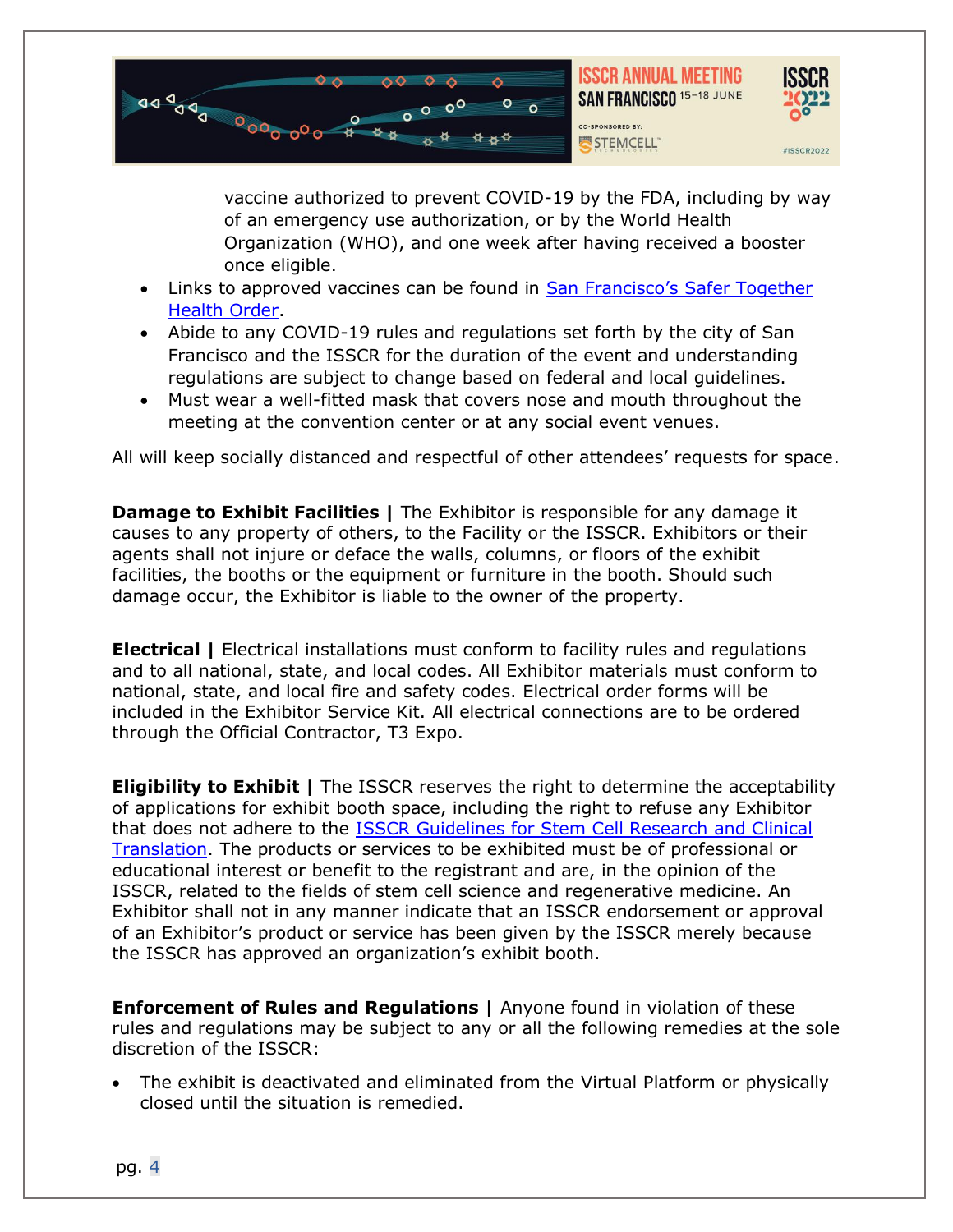vaccine authorized to prevent COVID-19 by the FDA, including by way of an emergency use authorization, or by the World Health Organization (WHO), and one week after having received a booster once eligible.

- Links to approved vaccines can be found in [San Francisco's Safer Together Health Order](#).
- Abide to any COVID-19 rules and regulations set forth by the city of San Francisco and the ISSCR for the duration of the event and understanding regulations are subject to change based on federal and local guidelines.
- Must wear a well-fitted mask that covers nose and mouth throughout the meeting at the convention center or at any social event venues.

All will keep socially distanced and respectful of other attendees' requests for space.

**Damage to Exhibit Facilities |** The Exhibitor is responsible for any damage it causes to any property of others, to the Facility or the ISSCR. Exhibitors or their agents shall not injure or deface the walls, columns, or floors of the exhibit facilities, the booths or the equipment or furniture in the booth. Should such damage occur, the Exhibitor is liable to the owner of the property.

**Electrical |** Electrical installations must conform to facility rules and regulations and to all national, state, and local codes. All Exhibitor materials must conform to national, state, and local fire and safety codes. Electrical order forms will be included in the Exhibitor Service Kit. All electrical connections are to be ordered through the Official Contractor, T3 Expo.

**Eligibility to Exhibit |** The ISSCR reserves the right to determine the acceptability of applications for exhibit booth space, including the right to refuse any Exhibitor that does not adhere to the [ISSCR Guidelines for Stem Cell Research and Clinical Translation](#). The products or services to be exhibited must be of professional or educational interest or benefit to the registrant and are, in the opinion of the ISSCR, related to the fields of stem cell science and regenerative medicine. An Exhibitor shall not in any manner indicate that an ISSCR endorsement or approval of an Exhibitor's product or service has been given by the ISSCR merely because the ISSCR has approved an organization's exhibit booth.

**Enforcement of Rules and Regulations |** Anyone found in violation of these rules and regulations may be subject to any or all the following remedies at the sole discretion of the ISSCR:

- The exhibit is deactivated and eliminated from the Virtual Platform or physically closed until the situation is remedied.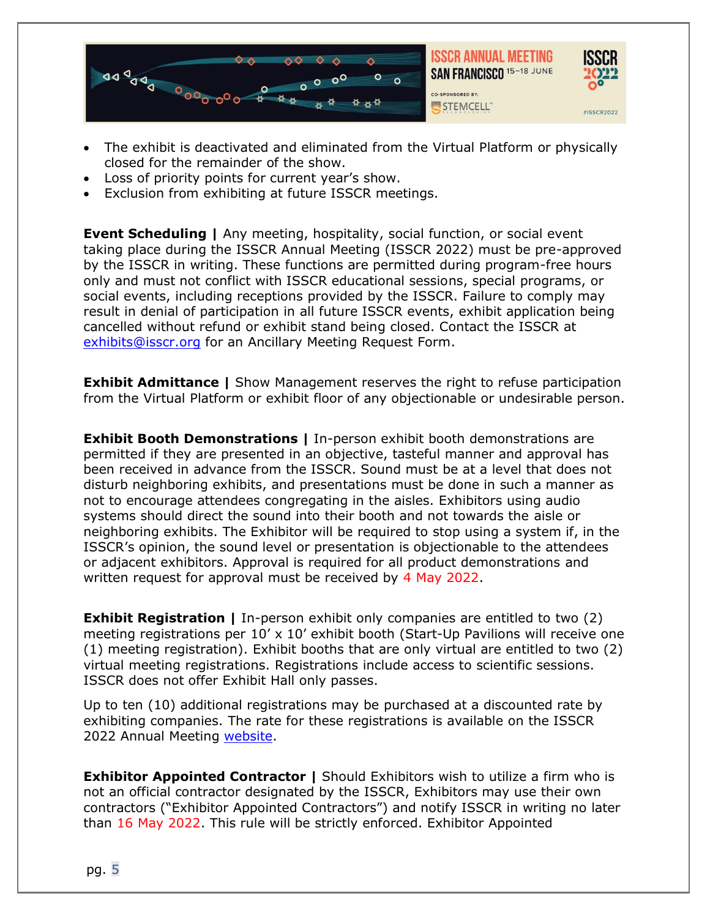- The exhibit is deactivated and eliminated from the Virtual Platform or physically closed for the remainder of the show.
- Loss of priority points for current year's show.
- Exclusion from exhibiting at future ISSCR meetings.

**Event Scheduling |** Any meeting, hospitality, social function, or social event taking place during the ISSCR Annual Meeting (ISSCR 2022) must be pre-approved by the ISSCR in writing. These functions are permitted during program-free hours only and must not conflict with ISSCR educational sessions, special programs, or social events, including receptions provided by the ISSCR. Failure to comply may result in denial of participation in all future ISSCR events, exhibit application being cancelled without refund or exhibit stand being closed. Contact the ISSCR at exhibits@isscr.org for an Ancillary Meeting Request Form.

**Exhibit Admittance |** Show Management reserves the right to refuse participation from the Virtual Platform or exhibit floor of any objectionable or undesirable person.

**Exhibit Booth Demonstrations |** In-person exhibit booth demonstrations are permitted if they are presented in an objective, tasteful manner and approval has been received in advance from the ISSCR. Sound must be at a level that does not disturb neighboring exhibits, and presentations must be done in such a manner as not to encourage attendees congregating in the aisles. Exhibitors using audio systems should direct the sound into their booth and not towards the aisle or neighboring exhibits. The Exhibitor will be required to stop using a system if, in the ISSCR's opinion, the sound level or presentation is objectionable to the attendees or adjacent exhibitors. Approval is required for all product demonstrations and written request for approval must be received by 4 May 2022.

**Exhibit Registration |** In-person exhibit only companies are entitled to two (2) meeting registrations per 10' x 10' exhibit booth (Start-Up Pavilions will receive one (1) meeting registration). Exhibit booths that are only virtual are entitled to two (2) virtual meeting registrations. Registrations include access to scientific sessions. ISSCR does not offer Exhibit Hall only passes.

Up to ten (10) additional registrations may be purchased at a discounted rate by exhibiting companies. The rate for these registrations is available on the ISSCR 2022 Annual Meeting website.

**Exhibitor Appointed Contractor |** Should Exhibitors wish to utilize a firm who is not an official contractor designated by the ISSCR, Exhibitors may use their own contractors ("Exhibitor Appointed Contractors") and notify ISSCR in writing no later than 16 May 2022. This rule will be strictly enforced. Exhibitor Appointed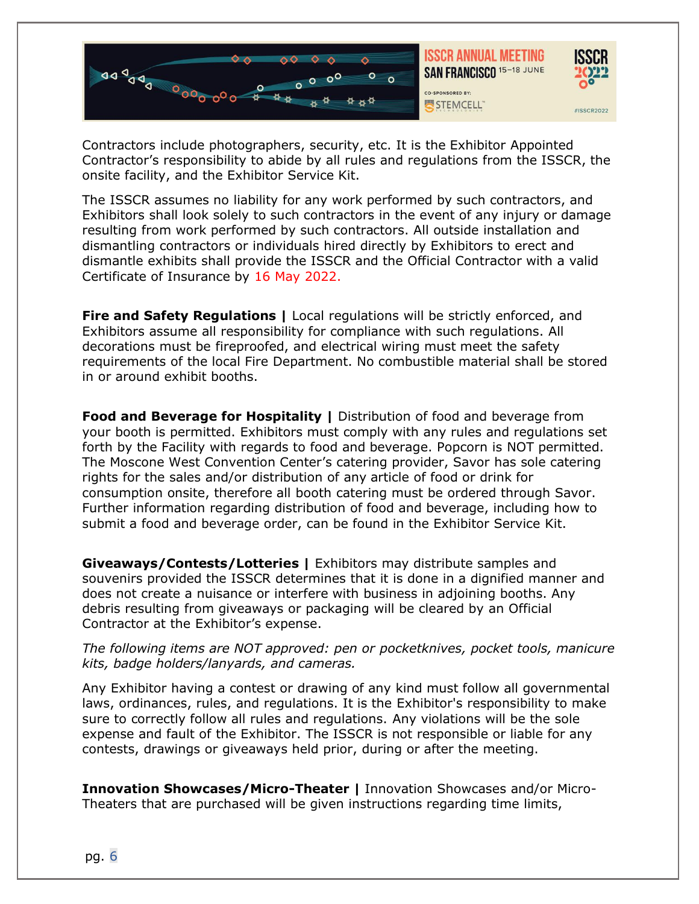Contractors include photographers, security, etc. It is the Exhibitor Appointed Contractor's responsibility to abide by all rules and regulations from the ISSCR, the onsite facility, and the Exhibitor Service Kit.

The ISSCR assumes no liability for any work performed by such contractors, and Exhibitors shall look solely to such contractors in the event of any injury or damage resulting from work performed by such contractors. All outside installation and dismantling contractors or individuals hired directly by Exhibitors to erect and dismantle exhibits shall provide the ISSCR and the Official Contractor with a valid Certificate of Insurance by 16 May 2022.

**Fire and Safety Regulations |** Local regulations will be strictly enforced, and Exhibitors assume all responsibility for compliance with such regulations. All decorations must be fireproofed, and electrical wiring must meet the safety requirements of the local Fire Department. No combustible material shall be stored in or around exhibit booths.

**Food and Beverage for Hospitality |** Distribution of food and beverage from your booth is permitted. Exhibitors must comply with any rules and regulations set forth by the Facility with regards to food and beverage. Popcorn is NOT permitted. The Moscone West Convention Center's catering provider, Savor has sole catering rights for the sales and/or distribution of any article of food or drink for consumption onsite, therefore all booth catering must be ordered through Savor. Further information regarding distribution of food and beverage, including how to submit a food and beverage order, can be found in the Exhibitor Service Kit.

**Giveaways/Contests/Lotteries |** Exhibitors may distribute samples and souvenirs provided the ISSCR determines that it is done in a dignified manner and does not create a nuisance or interfere with business in adjoining booths. Any debris resulting from giveaways or packaging will be cleared by an Official Contractor at the Exhibitor's expense.

*The following items are NOT approved: pen or pocketknives, pocket tools, manicure kits, badge holders/lanyards, and cameras.*

Any Exhibitor having a contest or drawing of any kind must follow all governmental laws, ordinances, rules, and regulations. It is the Exhibitor's responsibility to make sure to correctly follow all rules and regulations. Any violations will be the sole expense and fault of the Exhibitor. The ISSCR is not responsible or liable for any contests, drawings or giveaways held prior, during or after the meeting.

**Innovation Showcases/Micro-Theater |** Innovation Showcases and/or Micro-Theaters that are purchased will be given instructions regarding time limits,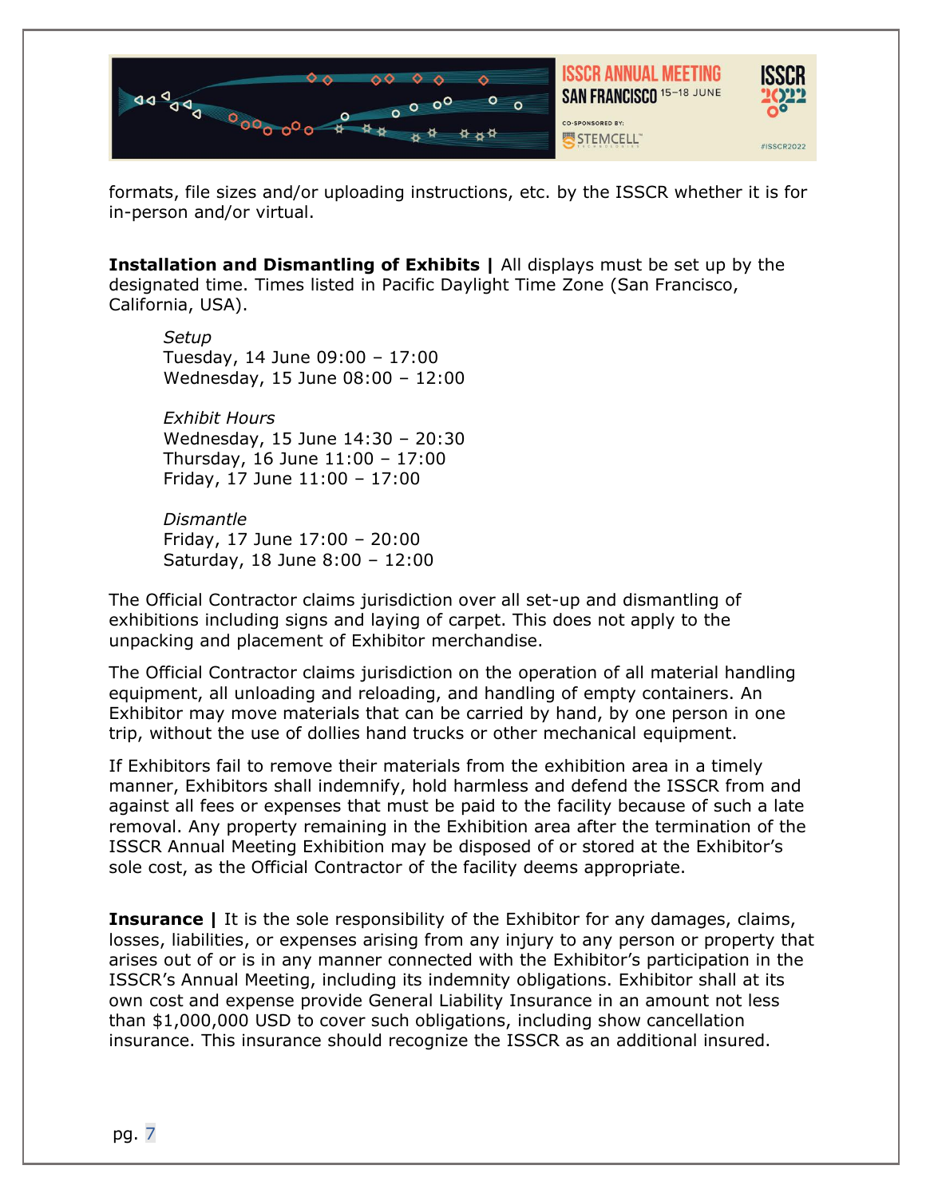formats, file sizes and/or uploading instructions, etc. by the ISSCR whether it is for in-person and/or virtual.

**Installation and Dismantling of Exhibits |** All displays must be set up by the designated time. Times listed in Pacific Daylight Time Zone (San Francisco, California, USA).

*Setup*
Tuesday, 14 June 09:00 – 17:00
Wednesday, 15 June 08:00 – 12:00

*Exhibit Hours*
Wednesday, 15 June 14:30 – 20:30
Thursday, 16 June 11:00 – 17:00
Friday, 17 June 11:00 – 17:00

*Dismantle*
Friday, 17 June 17:00 – 20:00
Saturday, 18 June 8:00 – 12:00

The Official Contractor claims jurisdiction over all set-up and dismantling of exhibitions including signs and laying of carpet. This does not apply to the unpacking and placement of Exhibitor merchandise.

The Official Contractor claims jurisdiction on the operation of all material handling equipment, all unloading and reloading, and handling of empty containers. An Exhibitor may move materials that can be carried by hand, by one person in one trip, without the use of dollies hand trucks or other mechanical equipment.

If Exhibitors fail to remove their materials from the exhibition area in a timely manner, Exhibitors shall indemnify, hold harmless and defend the ISSCR from and against all fees or expenses that must be paid to the facility because of such a late removal. Any property remaining in the Exhibition area after the termination of the ISSCR Annual Meeting Exhibition may be disposed of or stored at the Exhibitor's sole cost, as the Official Contractor of the facility deems appropriate.

**Insurance |** It is the sole responsibility of the Exhibitor for any damages, claims, losses, liabilities, or expenses arising from any injury to any person or property that arises out of or is in any manner connected with the Exhibitor's participation in the ISSCR's Annual Meeting, including its indemnity obligations. Exhibitor shall at its own cost and expense provide General Liability Insurance in an amount not less than $1,000,000 USD to cover such obligations, including show cancellation insurance. This insurance should recognize the ISSCR as an additional insured.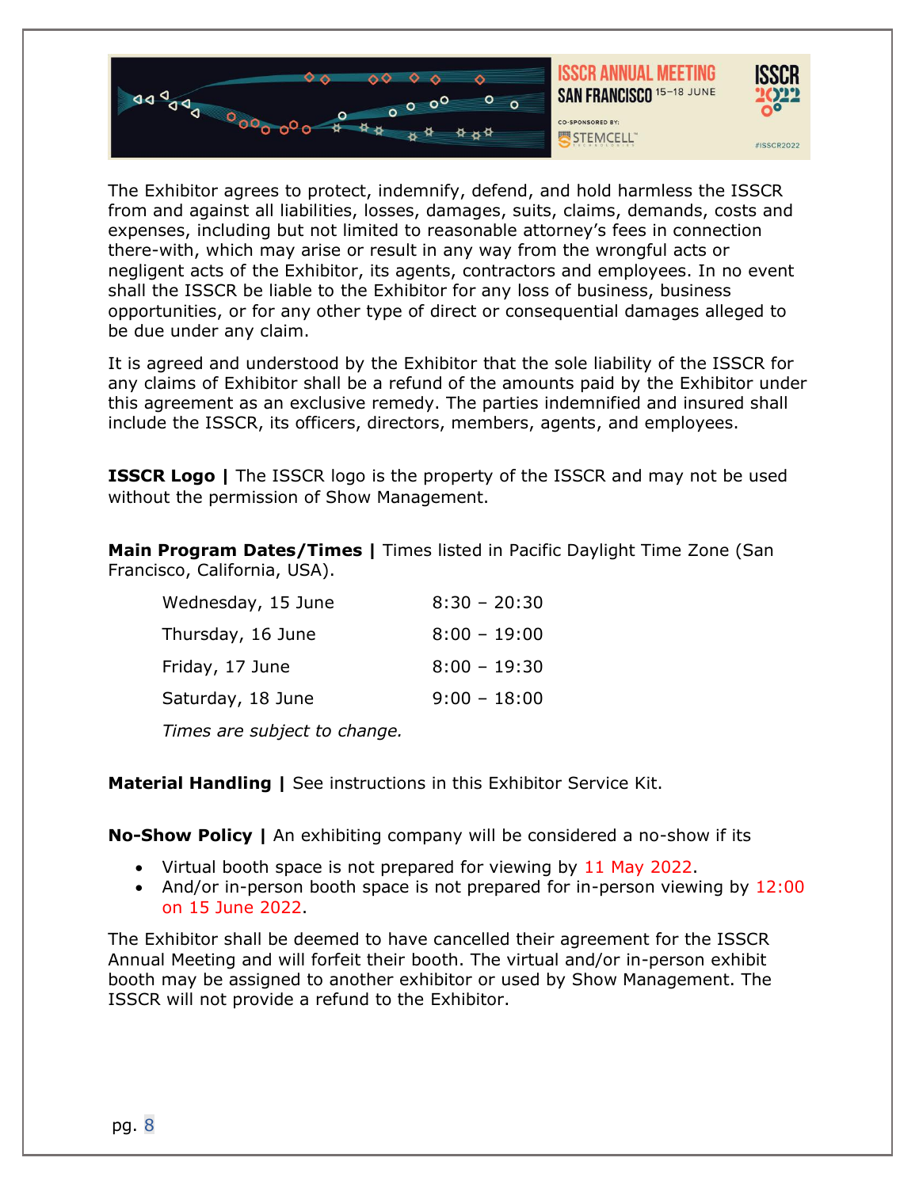The Exhibitor agrees to protect, indemnify, defend, and hold harmless the ISSCR from and against all liabilities, losses, damages, suits, claims, demands, costs and expenses, including but not limited to reasonable attorney's fees in connection there-with, which may arise or result in any way from the wrongful acts or negligent acts of the Exhibitor, its agents, contractors and employees. In no event shall the ISSCR be liable to the Exhibitor for any loss of business, business opportunities, or for any other type of direct or consequential damages alleged to be due under any claim.

It is agreed and understood by the Exhibitor that the sole liability of the ISSCR for any claims of Exhibitor shall be a refund of the amounts paid by the Exhibitor under this agreement as an exclusive remedy. The parties indemnified and insured shall include the ISSCR, its officers, directors, members, agents, and employees.

**ISSCR Logo |** The ISSCR logo is the property of the ISSCR and may not be used without the permission of Show Management.

**Main Program Dates/Times |** Times listed in Pacific Daylight Time Zone (San Francisco, California, USA).

| | |
|---|---|
| Wednesday, 15 June | 8:30 – 20:30 |
| Thursday, 16 June | 8:00 – 19:00 |
| Friday, 17 June | 8:00 – 19:30 |
| Saturday, 18 June | 9:00 – 18:00 |

*Times are subject to change.*

**Material Handling |** See instructions in this Exhibitor Service Kit.

**No-Show Policy |** An exhibiting company will be considered a no-show if its

- Virtual booth space is not prepared for viewing by 11 May 2022.
- And/or in-person booth space is not prepared for in-person viewing by 12:00 on 15 June 2022.

The Exhibitor shall be deemed to have cancelled their agreement for the ISSCR Annual Meeting and will forfeit their booth. The virtual and/or in-person exhibit booth may be assigned to another exhibitor or used by Show Management. The ISSCR will not provide a refund to the Exhibitor.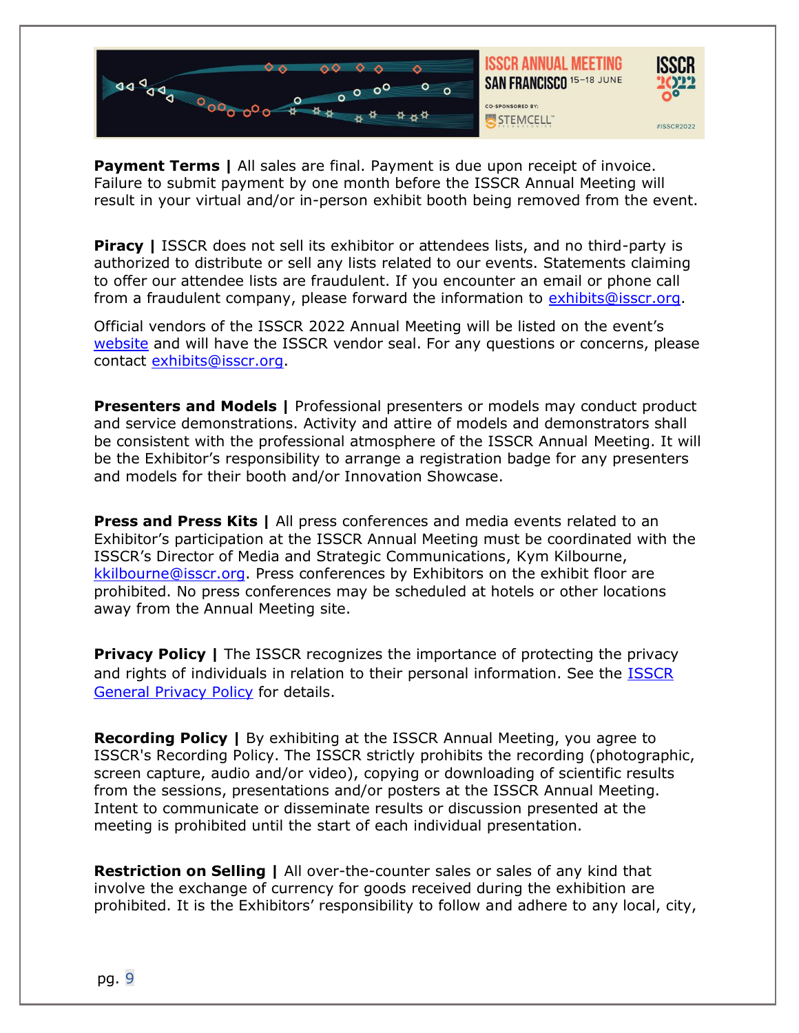**Payment Terms |** All sales are final. Payment is due upon receipt of invoice. Failure to submit payment by one month before the ISSCR Annual Meeting will result in your virtual and/or in-person exhibit booth being removed from the event.

**Piracy |** ISSCR does not sell its exhibitor or attendees lists, and no third-party is authorized to distribute or sell any lists related to our events. Statements claiming to offer our attendee lists are fraudulent. If you encounter an email or phone call from a fraudulent company, please forward the information to exhibits@isscr.org.

Official vendors of the ISSCR 2022 Annual Meeting will be listed on the event's website and will have the ISSCR vendor seal. For any questions or concerns, please contact exhibits@isscr.org.

**Presenters and Models |** Professional presenters or models may conduct product and service demonstrations. Activity and attire of models and demonstrators shall be consistent with the professional atmosphere of the ISSCR Annual Meeting. It will be the Exhibitor's responsibility to arrange a registration badge for any presenters and models for their booth and/or Innovation Showcase.

**Press and Press Kits |** All press conferences and media events related to an Exhibitor's participation at the ISSCR Annual Meeting must be coordinated with the ISSCR's Director of Media and Strategic Communications, Kym Kilbourne, kkilbourne@isscr.org. Press conferences by Exhibitors on the exhibit floor are prohibited. No press conferences may be scheduled at hotels or other locations away from the Annual Meeting site.

**Privacy Policy |** The ISSCR recognizes the importance of protecting the privacy and rights of individuals in relation to their personal information. See the ISSCR General Privacy Policy for details.

**Recording Policy |** By exhibiting at the ISSCR Annual Meeting, you agree to ISSCR's Recording Policy. The ISSCR strictly prohibits the recording (photographic, screen capture, audio and/or video), copying or downloading of scientific results from the sessions, presentations and/or posters at the ISSCR Annual Meeting. Intent to communicate or disseminate results or discussion presented at the meeting is prohibited until the start of each individual presentation.

**Restriction on Selling |** All over-the-counter sales or sales of any kind that involve the exchange of currency for goods received during the exhibition are prohibited. It is the Exhibitors' responsibility to follow and adhere to any local, city,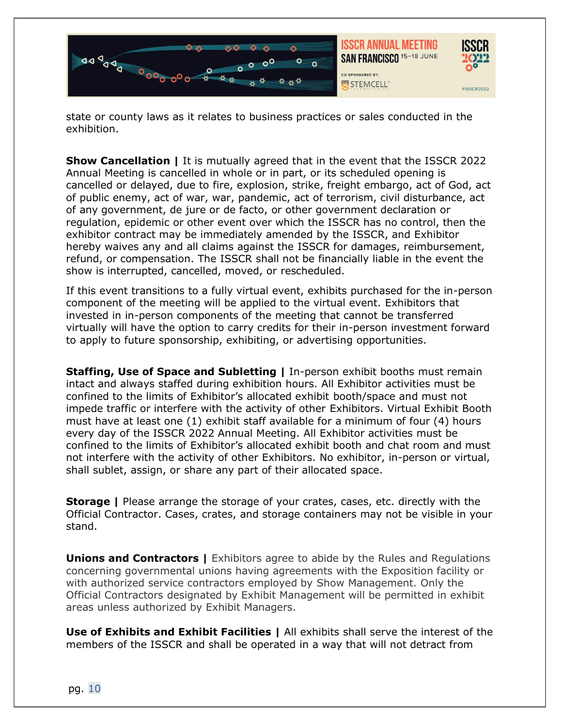state or county laws as it relates to business practices or sales conducted in the exhibition.

**Show Cancellation |** It is mutually agreed that in the event that the ISSCR 2022 Annual Meeting is cancelled in whole or in part, or its scheduled opening is cancelled or delayed, due to fire, explosion, strike, freight embargo, act of God, act of public enemy, act of war, war, pandemic, act of terrorism, civil disturbance, act of any government, de jure or de facto, or other government declaration or regulation, epidemic or other event over which the ISSCR has no control, then the exhibitor contract may be immediately amended by the ISSCR, and Exhibitor hereby waives any and all claims against the ISSCR for damages, reimbursement, refund, or compensation. The ISSCR shall not be financially liable in the event the show is interrupted, cancelled, moved, or rescheduled.

If this event transitions to a fully virtual event, exhibits purchased for the in-person component of the meeting will be applied to the virtual event. Exhibitors that invested in in-person components of the meeting that cannot be transferred virtually will have the option to carry credits for their in-person investment forward to apply to future sponsorship, exhibiting, or advertising opportunities.

**Staffing, Use of Space and Subletting |** In-person exhibit booths must remain intact and always staffed during exhibition hours. All Exhibitor activities must be confined to the limits of Exhibitor's allocated exhibit booth/space and must not impede traffic or interfere with the activity of other Exhibitors. Virtual Exhibit Booth must have at least one (1) exhibit staff available for a minimum of four (4) hours every day of the ISSCR 2022 Annual Meeting. All Exhibitor activities must be confined to the limits of Exhibitor's allocated exhibit booth and chat room and must not interfere with the activity of other Exhibitors. No exhibitor, in-person or virtual, shall sublet, assign, or share any part of their allocated space.

**Storage |** Please arrange the storage of your crates, cases, etc. directly with the Official Contractor. Cases, crates, and storage containers may not be visible in your stand.

**Unions and Contractors |** Exhibitors agree to abide by the Rules and Regulations concerning governmental unions having agreements with the Exposition facility or with authorized service contractors employed by Show Management. Only the Official Contractors designated by Exhibit Management will be permitted in exhibit areas unless authorized by Exhibit Managers.

**Use of Exhibits and Exhibit Facilities |** All exhibits shall serve the interest of the members of the ISSCR and shall be operated in a way that will not detract from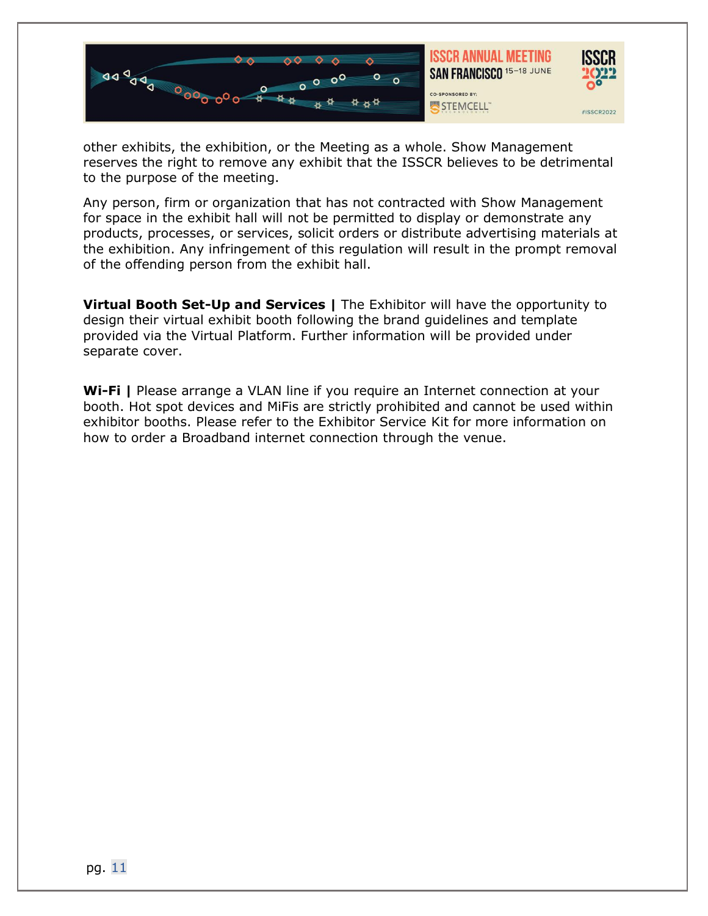other exhibits, the exhibition, or the Meeting as a whole. Show Management reserves the right to remove any exhibit that the ISSCR believes to be detrimental to the purpose of the meeting.

Any person, firm or organization that has not contracted with Show Management for space in the exhibit hall will not be permitted to display or demonstrate any products, processes, or services, solicit orders or distribute advertising materials at the exhibition. Any infringement of this regulation will result in the prompt removal of the offending person from the exhibit hall.

**Virtual Booth Set-Up and Services |** The Exhibitor will have the opportunity to design their virtual exhibit booth following the brand guidelines and template provided via the Virtual Platform. Further information will be provided under separate cover.

**Wi-Fi |** Please arrange a VLAN line if you require an Internet connection at your booth. Hot spot devices and MiFis are strictly prohibited and cannot be used within exhibitor booths. Please refer to the Exhibitor Service Kit for more information on how to order a Broadband internet connection through the venue.